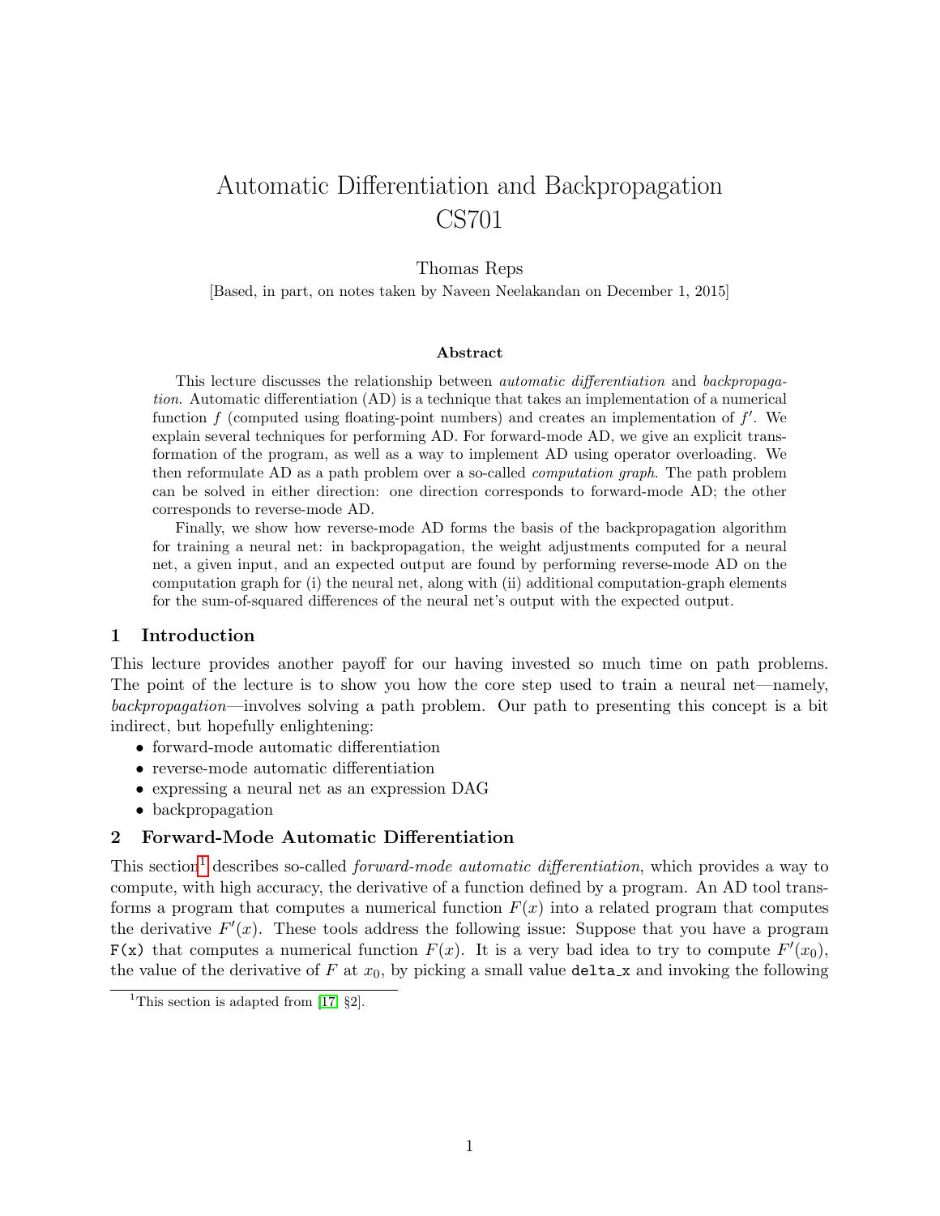# Automatic Differentiation and Backpropagation
# CS701

Thomas Reps

[Based, in part, on notes taken by Naveen Neelakandan on December 1, 2015]

**Abstract**

This lecture discusses the relationship between *automatic differentiation* and *backpropagation*. Automatic differentiation (AD) is a technique that takes an implementation of a numerical function $f$ (computed using floating-point numbers) and creates an implementation of $f'$. We explain several techniques for performing AD. For forward-mode AD, we give an explicit transformation of the program, as well as a way to implement AD using operator overloading. We then reformulate AD as a path problem over a so-called *computation graph*. The path problem can be solved in either direction: one direction corresponds to forward-mode AD; the other corresponds to reverse-mode AD.

Finally, we show how reverse-mode AD forms the basis of the backpropagation algorithm for training a neural net: in backpropagation, the weight adjustments computed for a neural net, a given input, and an expected output are found by performing reverse-mode AD on the computation graph for (i) the neural net, along with (ii) additional computation-graph elements for the sum-of-squared differences of the neural net's output with the expected output.

## 1 Introduction

This lecture provides another payoff for our having invested so much time on path problems. The point of the lecture is to show you how the core step used to train a neural net—namely, *backpropagation*—involves solving a path problem. Our path to presenting this concept is a bit indirect, but hopefully enlightening:

- forward-mode automatic differentiation
- reverse-mode automatic differentiation
- expressing a neural net as an expression DAG
- backpropagation

## 2 Forward-Mode Automatic Differentiation

This section[1] describes so-called *forward-mode automatic differentiation*, which provides a way to compute, with high accuracy, the derivative of a function defined by a program. An AD tool transforms a program that computes a numerical function $F(x)$ into a related program that computes the derivative $F'(x)$. These tools address the following issue: Suppose that you have a program `F(x)` that computes a numerical function $F(x)$. It is a very bad idea to try to compute $F'(x_0)$, the value of the derivative of $F$ at $x_0$, by picking a small value `delta_x` and invoking the following

[1] This section is adapted from [17, §2].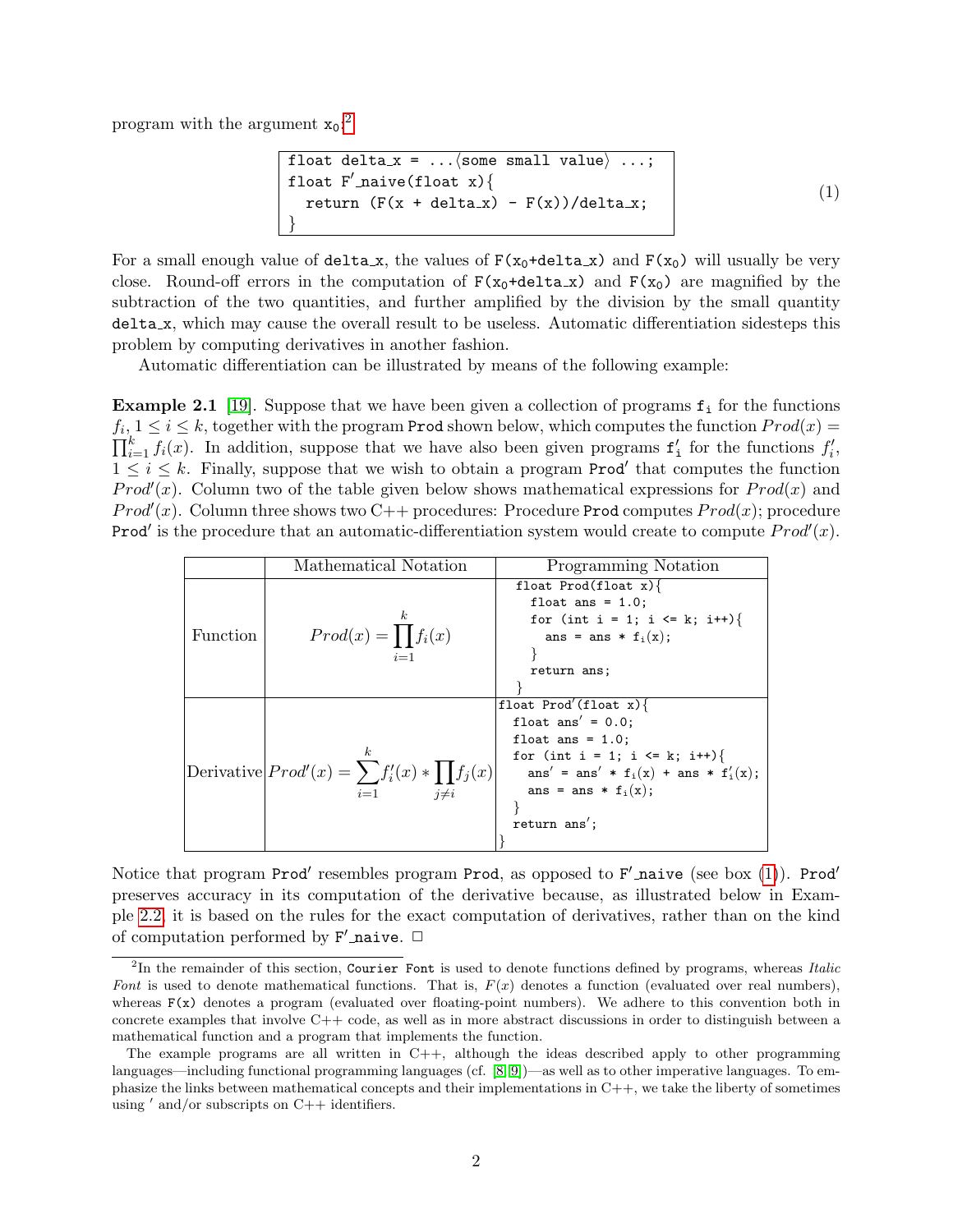program with the argument $x_0$:[2]

```
float delta_x = ...⟨some small value⟩ ...;
float F'_naive(float x){
  return (F(x + delta_x) - F(x))/delta_x;
}
```
(1)

For a small enough value of delta_x, the values of F(x₀+delta_x) and F(x₀) will usually be very close. Round-off errors in the computation of F(x₀+delta_x) and F(x₀) are magnified by the subtraction of the two quantities, and further amplified by the division by the small quantity delta_x, which may cause the overall result to be useless. Automatic differentiation sidesteps this problem by computing derivatives in another fashion.

Automatic differentiation can be illustrated by means of the following example:

**Example 2.1** [19]. Suppose that we have been given a collection of programs $\mathtt{f_i}$ for the functions $f_i$, $1 \le i \le k$, together with the program Prod shown below, which computes the function $Prod(x) = \prod_{i=1}^{k} f_i(x)$. In addition, suppose that we have also been given programs $\mathtt{f'_i}$ for the functions $f'_i$, $1 \le i \le k$. Finally, suppose that we wish to obtain a program Prod′ that computes the function $Prod'(x)$. Column two of the table given below shows mathematical expressions for $Prod(x)$ and $Prod'(x)$. Column three shows two C++ procedures: Procedure Prod computes $Prod(x)$; procedure Prod′ is the procedure that an automatic-differentiation system would create to compute $Prod'(x)$.

| | Mathematical Notation | Programming Notation |
|---|---|---|
| Function | $Prod(x) = \prod_{i=1}^{k} f_i(x)$ | `float Prod(float x){ float ans = 1.0; for (int i = 1; i <= k; i++){ ans = ans * f_i(x); } return ans; }` |
| Derivative | $Prod'(x) = \sum_{i=1}^{k} f'_i(x) * \prod_{j \ne i} f_j(x)$ | `float Prod'(float x){ float ans' = 0.0; float ans = 1.0; for (int i = 1; i <= k; i++){ ans' = ans' * f_i(x) + ans * f'_i(x); ans = ans * f_i(x); } return ans'; }` |

Notice that program Prod′ resembles program Prod, as opposed to F′_naive (see box (1)). Prod′ preserves accuracy in its computation of the derivative because, as illustrated below in Example 2.2, it is based on the rules for the exact computation of derivatives, rather than on the kind of computation performed by F′_naive. □

---

[2] In the remainder of this section, Courier Font is used to denote functions defined by programs, whereas *Italic Font* is used to denote mathematical functions. That is, $F(x)$ denotes a function (evaluated over real numbers), whereas F(x) denotes a program (evaluated over floating-point numbers). We adhere to this convention both in concrete examples that involve C++ code, as well as in more abstract discussions in order to distinguish between a mathematical function and a program that implements the function.

The example programs are all written in C++, although the ideas described apply to other programming languages—including functional programming languages (cf. [8, 9])—as well as to other imperative languages. To emphasize the links between mathematical concepts and their implementations in C++, we take the liberty of sometimes using ′ and/or subscripts on C++ identifiers.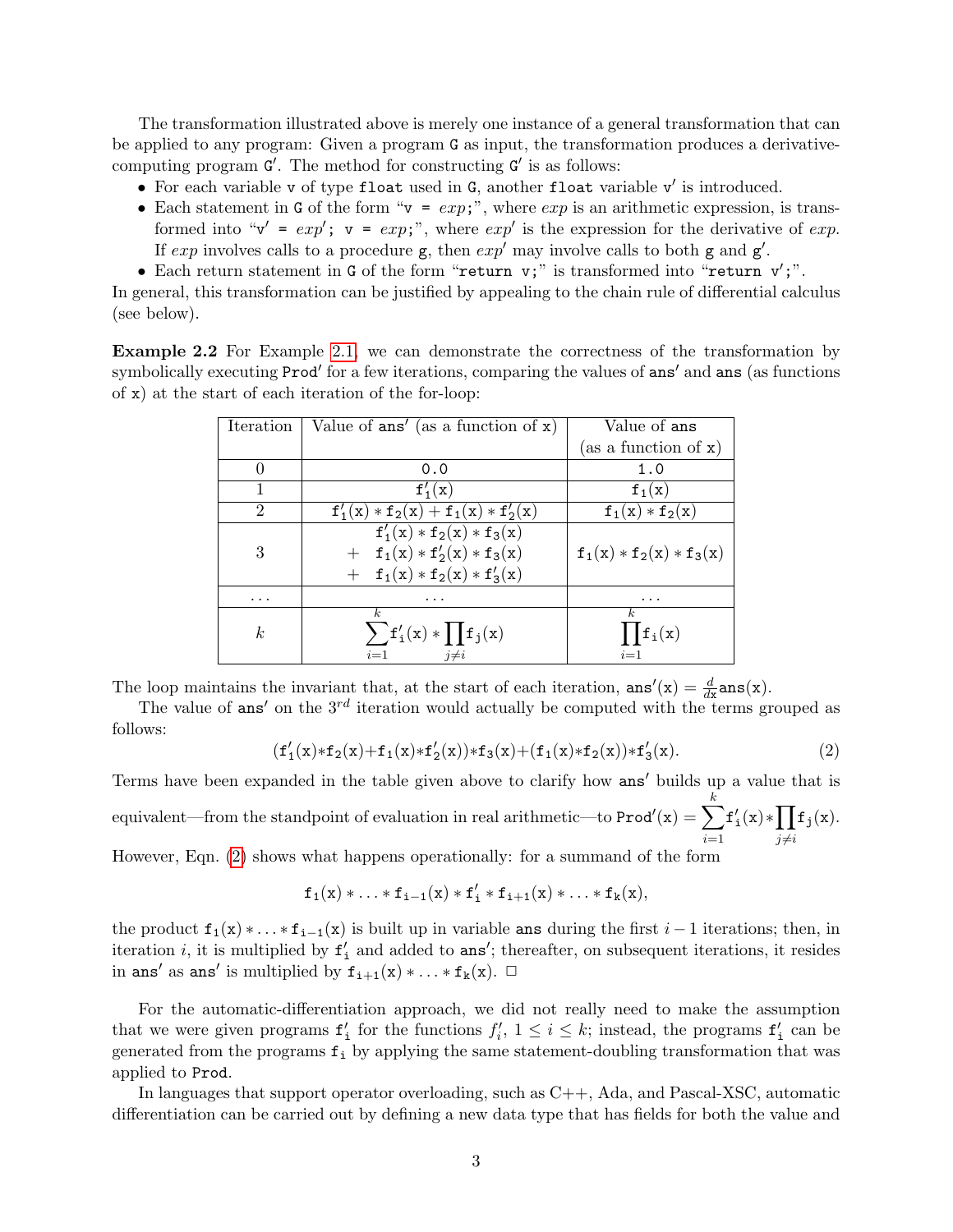The transformation illustrated above is merely one instance of a general transformation that can be applied to any program: Given a program G as input, the transformation produces a derivative-computing program G′. The method for constructing G′ is as follows:

- For each variable v of type `float` used in G, another `float` variable v′ is introduced.
- Each statement in G of the form "`v = ` *exp*`;`", where *exp* is an arithmetic expression, is transformed into "`v′ = ` *exp*′`; v = ` *exp*`;`", where *exp*′ is the expression for the derivative of *exp*. If *exp* involves calls to a procedure g, then *exp*′ may involve calls to both g and g′.
- Each return statement in G of the form "`return v;`" is transformed into "`return v′;`".

In general, this transformation can be justified by appealing to the chain rule of differential calculus (see below).

**Example 2.2** For Example 2.1, we can demonstrate the correctness of the transformation by symbolically executing Prod′ for a few iterations, comparing the values of ans′ and ans (as functions of x) at the start of each iteration of the for-loop:

| Iteration | Value of ans′ (as a function of x) | Value of ans (as a function of x) |
|---|---|---|
| 0 | 0.0 | 1.0 |
| 1 | $f'_1(x)$ | $f_1(x)$ |
| 2 | $f'_1(x) * f_2(x) + f_1(x) * f'_2(x)$ | $f_1(x) * f_2(x)$ |
| 3 | $f'_1(x) * f_2(x) * f_3(x)$ $+ f_1(x) * f'_2(x) * f_3(x)$ $+ f_1(x) * f_2(x) * f'_3(x)$ | $f_1(x) * f_2(x) * f_3(x)$ |
| ... | ... | ... |
| $k$ | $\sum_{i=1}^{k} f'_i(x) * \prod_{j \neq i} f_j(x)$ | $\prod_{i=1}^{k} f_i(x)$ |

The loop maintains the invariant that, at the start of each iteration, $\text{ans}'(x) = \frac{d}{dx}\text{ans}(x)$.

The value of ans′ on the $3^{rd}$ iteration would actually be computed with the terms grouped as follows:

$$(f'_1(x)*f_2(x)+f_1(x)*f'_2(x))*f_3(x)+(f_1(x)*f_2(x))*f'_3(x). \tag{2}$$

Terms have been expanded in the table given above to clarify how ans′ builds up a value that is equivalent—from the standpoint of evaluation in real arithmetic—to $\text{Prod}'(x) = \sum_{i=1}^{k} f'_i(x) * \prod_{j \neq i} f_j(x)$. However, Eqn. (2) shows what happens operationally: for a summand of the form

$$f_1(x) * \ldots * f_{i-1}(x) * f'_i * f_{i+1}(x) * \ldots * f_k(x),$$

the product $f_1(x) * \ldots * f_{i-1}(x)$ is built up in variable ans during the first $i-1$ iterations; then, in iteration $i$, it is multiplied by $f'_i$ and added to ans′; thereafter, on subsequent iterations, it resides in ans′ as ans′ is multiplied by $f_{i+1}(x) * \ldots * f_k(x)$. □

For the automatic-differentiation approach, we did not really need to make the assumption that we were given programs $f'_i$ for the functions $f'_i$, $1 \leq i \leq k$; instead, the programs $f'_i$ can be generated from the programs $f_i$ by applying the same statement-doubling transformation that was applied to Prod.

In languages that support operator overloading, such as C++, Ada, and Pascal-XSC, automatic differentiation can be carried out by defining a new data type that has fields for both the value and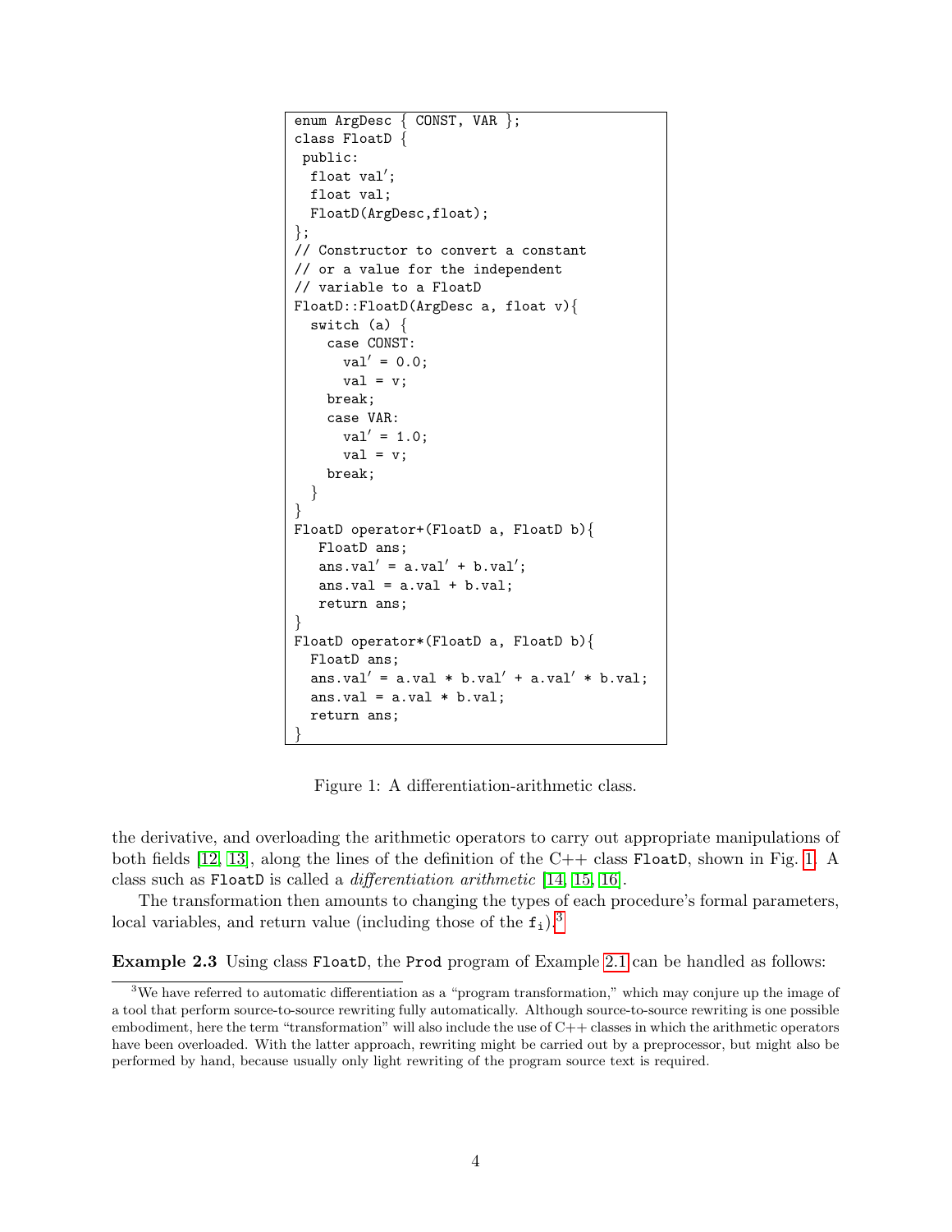```
enum ArgDesc { CONST, VAR };
class FloatD {
 public:
  float val′;
  float val;
  FloatD(ArgDesc,float);
};
// Constructor to convert a constant
// or a value for the independent
// variable to a FloatD
FloatD::FloatD(ArgDesc a, float v){
  switch (a) {
    case CONST:
      val′ = 0.0;
      val = v;
    break;
    case VAR:
      val′ = 1.0;
      val = v;
    break;
  }
}
FloatD operator+(FloatD a, FloatD b){
   FloatD ans;
   ans.val′ = a.val′ + b.val′;
   ans.val = a.val + b.val;
   return ans;
}
FloatD operator*(FloatD a, FloatD b){
  FloatD ans;
  ans.val′ = a.val * b.val′ + a.val′ * b.val;
  ans.val = a.val * b.val;
  return ans;
}
```

Figure 1: A differentiation-arithmetic class.

the derivative, and overloading the arithmetic operators to carry out appropriate manipulations of both fields [12, 13], along the lines of the definition of the C++ class `FloatD`, shown in Fig. 1. A class such as `FloatD` is called a *differentiation arithmetic* [14, 15, 16].

The transformation then amounts to changing the types of each procedure's formal parameters, local variables, and return value (including those of the $\mathtt{f}_\mathtt{i}$).[3]

**Example 2.3** Using class `FloatD`, the `Prod` program of Example 2.1 can be handled as follows:

[3] We have referred to automatic differentiation as a "program transformation," which may conjure up the image of a tool that perform source-to-source rewriting fully automatically. Although source-to-source rewriting is one possible embodiment, here the term "transformation" will also include the use of C++ classes in which the arithmetic operators have been overloaded. With the latter approach, rewriting might be carried out by a preprocessor, but might also be performed by hand, because usually only light rewriting of the program source text is required.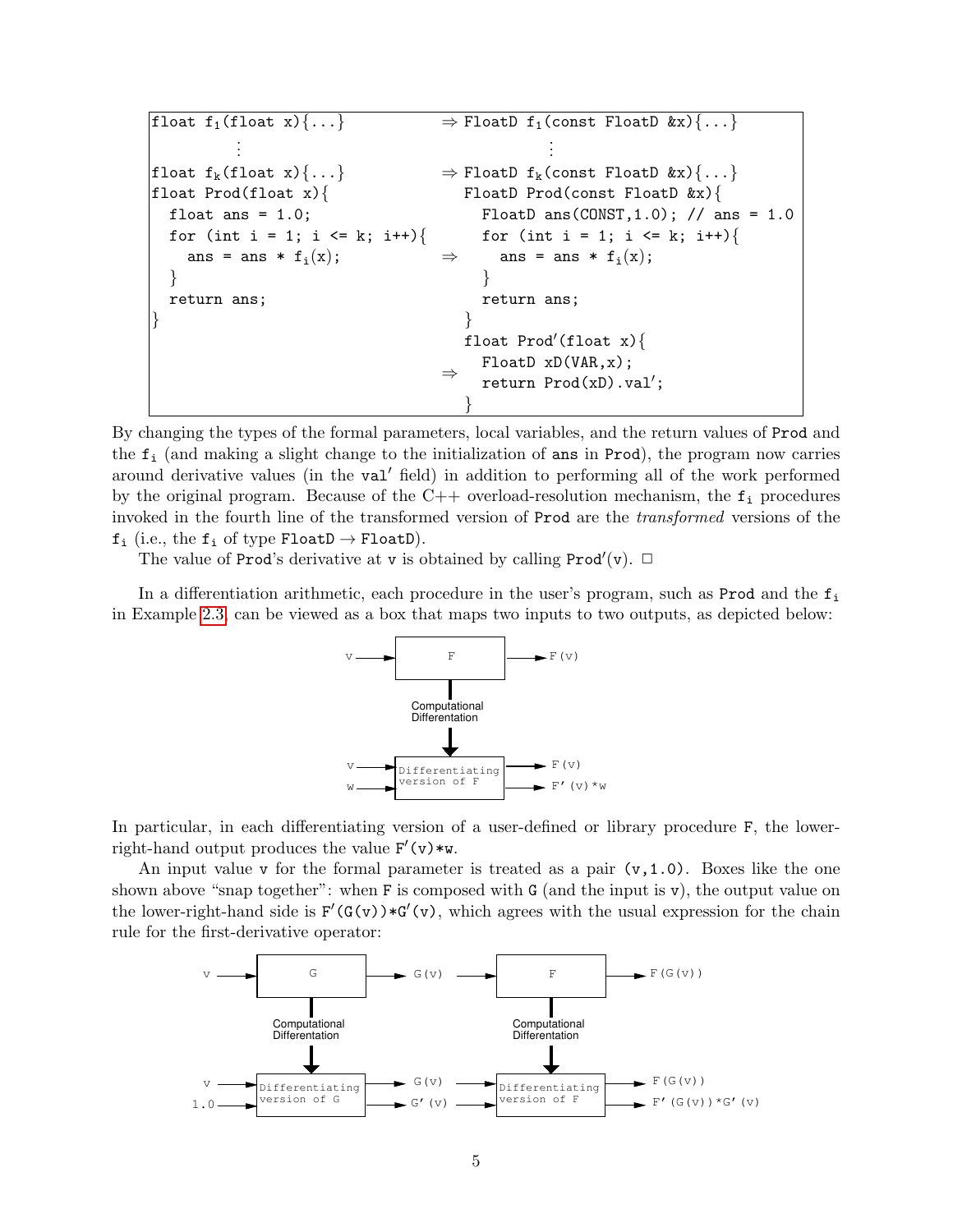```
float f1(float x){...}            ⇒ FloatD f1(const FloatD &x){...}
        ⋮                                   ⋮
float fk(float x){...}            ⇒ FloatD fk(const FloatD &x){...}
float Prod(float x){                 FloatD Prod(const FloatD &x){
  float ans = 1.0;                     FloatD ans(CONST,1.0); // ans = 1.0
  for (int i = 1; i <= k; i++){        for (int i = 1; i <= k; i++){
    ans = ans * fi(x);            ⇒      ans = ans * fi(x);
  }                                    }
  return ans;                          return ans;
}                                    }
                                     float Prod'(float x){
                                  ⇒    FloatD xD(VAR,x);
                                       return Prod(xD).val';
                                     }
```

By changing the types of the formal parameters, local variables, and the return values of `Prod` and the $\mathtt{f_i}$ (and making a slight change to the initialization of `ans` in `Prod`), the program now carries around derivative values (in the `val'` field) in addition to performing all of the work performed by the original program. Because of the C++ overload-resolution mechanism, the $\mathtt{f_i}$ procedures invoked in the fourth line of the transformed version of `Prod` are the *transformed* versions of the $\mathtt{f_i}$ (i.e., the $\mathtt{f_i}$ of type `FloatD` → `FloatD`).

The value of `Prod`'s derivative at `v` is obtained by calling `Prod'(v)`. □

In a differentiation arithmetic, each procedure in the user's program, such as `Prod` and the $\mathtt{f_i}$ in Example 2.3, can be viewed as a box that maps two inputs to two outputs, as depicted below:

```
v ──► [ F ] ──► F(v)
        │
  Computational Differentation
        ▼
v ──► [ Differentiating version of F ] ──► F(v)
w ──►                                   ──► F'(v)*w
```

In particular, in each differentiating version of a user-defined or library procedure `F`, the lower-right-hand output produces the value `F'(v)*w`.

An input value `v` for the formal parameter is treated as a pair `(v,1.0)`. Boxes like the one shown above "snap together": when `F` is composed with `G` (and the input is `v`), the output value on the lower-right-hand side is `F'(G(v))*G'(v)`, which agrees with the usual expression for the chain rule for the first-derivative operator:

```
v ──► [ G ] ──► G(v) ──► [ F ] ──► F(G(v))
        │                  │
  Computational      Computational
  Differentation     Differentation
        ▼                  ▼
v   ──► [ Differentiating ] ──► G(v)  ──► [ Differentiating ] ──► F(G(v))
1.0 ──► [ version of G    ] ──► G'(v) ──► [ version of F    ] ──► F'(G(v))*G'(v)
```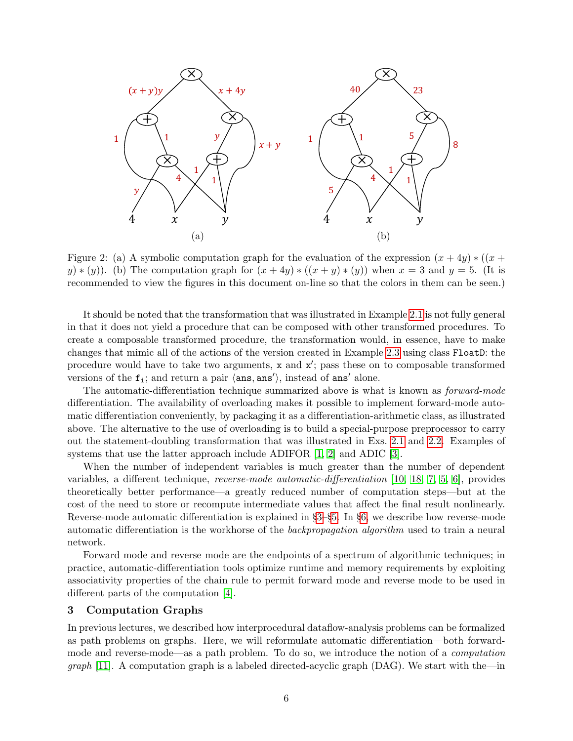Figure 2: (a) A symbolic computation graph for the evaluation of the expression $(x + 4y) * ((x + y) * (y))$. (b) The computation graph for $(x + 4y) * ((x + y) * (y))$ when $x = 3$ and $y = 5$. (It is recommended to view the figures in this document on-line so that the colors in them can be seen.)

It should be noted that the transformation that was illustrated in Example 2.1 is not fully general in that it does not yield a procedure that can be composed with other transformed procedures. To create a composable transformed procedure, the transformation would, in essence, have to make changes that mimic all of the actions of the version created in Example 2.3 using class `FloatD`: the procedure would have to take two arguments, `x` and `x'`; pass these on to composable transformed versions of the `f_i`; and return a pair $\langle$`ans`, `ans'`$\rangle$, instead of `ans'` alone.

The automatic-differentiation technique summarized above is what is known as *forward-mode* differentiation. The availability of overloading makes it possible to implement forward-mode automatic differentiation conveniently, by packaging it as a differentiation-arithmetic class, as illustrated above. The alternative to the use of overloading is to build a special-purpose preprocessor to carry out the statement-doubling transformation that was illustrated in Exs. 2.1 and 2.2. Examples of systems that use the latter approach include ADIFOR [1, 2] and ADIC [3].

When the number of independent variables is much greater than the number of dependent variables, a different technique, *reverse-mode automatic-differentiation* [10, 18, 7, 5, 6], provides theoretically better performance—a greatly reduced number of computation steps—but at the cost of the need to store or recompute intermediate values that affect the final result nonlinearly. Reverse-mode automatic differentiation is explained in §3–§5. In §6, we describe how reverse-mode automatic differentiation is the workhorse of the *backpropagation algorithm* used to train a neural network.

Forward mode and reverse mode are the endpoints of a spectrum of algorithmic techniques; in practice, automatic-differentiation tools optimize runtime and memory requirements by exploiting associativity properties of the chain rule to permit forward mode and reverse mode to be used in different parts of the computation [4].

## 3 Computation Graphs

In previous lectures, we described how interprocedural dataflow-analysis problems can be formalized as path problems on graphs. Here, we will reformulate automatic differentiation—both forward-mode and reverse-mode—as a path problem. To do so, we introduce the notion of a *computation graph* [11]. A computation graph is a labeled directed-acyclic graph (DAG). We start with the—in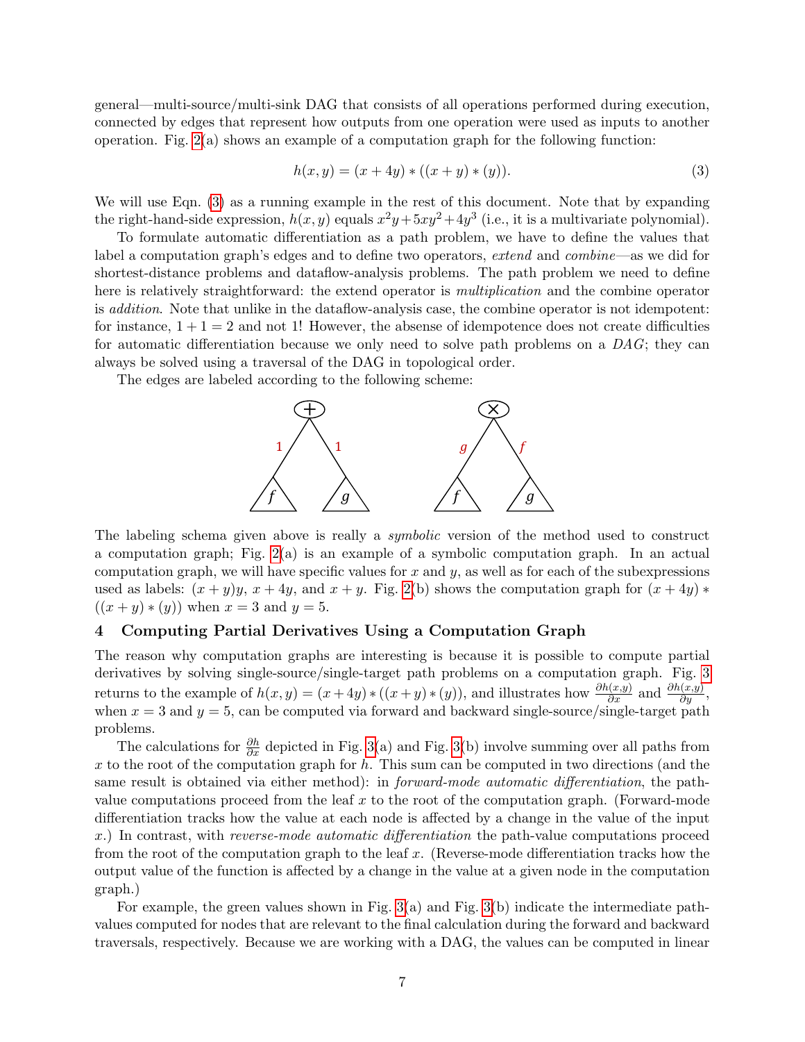general—multi-source/multi-sink DAG that consists of all operations performed during execution, connected by edges that represent how outputs from one operation were used as inputs to another operation. Fig. 2(a) shows an example of a computation graph for the following function:

$$h(x, y) = (x + 4y) * ((x + y) * (y)). \tag{3}$$

We will use Eqn. (3) as a running example in the rest of this document. Note that by expanding the right-hand-side expression, $h(x, y)$ equals $x^2y + 5xy^2 + 4y^3$ (i.e., it is a multivariate polynomial).

To formulate automatic differentiation as a path problem, we have to define the values that label a computation graph's edges and to define two operators, *extend* and *combine*—as we did for shortest-distance problems and dataflow-analysis problems. The path problem we need to define here is relatively straightforward: the extend operator is *multiplication* and the combine operator is *addition*. Note that unlike in the dataflow-analysis case, the combine operator is not idempotent: for instance, $1 + 1 = 2$ and not 1! However, the absense of idempotence does not create difficulties for automatic differentiation because we only need to solve path problems on a *DAG*; they can always be solved using a traversal of the DAG in topological order.

The edges are labeled according to the following scheme:

The labeling schema given above is really a *symbolic* version of the method used to construct a computation graph; Fig. 2(a) is an example of a symbolic computation graph. In an actual computation graph, we will have specific values for $x$ and $y$, as well as for each of the subexpressions used as labels: $(x + y)y$, $x + 4y$, and $x + y$. Fig. 2(b) shows the computation graph for $(x + 4y) * ((x + y) * (y))$ when $x = 3$ and $y = 5$.

## 4 Computing Partial Derivatives Using a Computation Graph

The reason why computation graphs are interesting is because it is possible to compute partial derivatives by solving single-source/single-target path problems on a computation graph. Fig. 3 returns to the example of $h(x, y) = (x + 4y) * ((x + y) * (y))$, and illustrates how $\frac{\partial h(x,y)}{\partial x}$ and $\frac{\partial h(x,y)}{\partial y}$, when $x = 3$ and $y = 5$, can be computed via forward and backward single-source/single-target path problems.

The calculations for $\frac{\partial h}{\partial x}$ depicted in Fig. 3(a) and Fig. 3(b) involve summing over all paths from $x$ to the root of the computation graph for $h$. This sum can be computed in two directions (and the same result is obtained via either method): in *forward-mode automatic differentiation*, the path-value computations proceed from the leaf $x$ to the root of the computation graph. (Forward-mode differentiation tracks how the value at each node is affected by a change in the value of the input $x$.) In contrast, with *reverse-mode automatic differentiation* the path-value computations proceed from the root of the computation graph to the leaf $x$. (Reverse-mode differentiation tracks how the output value of the function is affected by a change in the value at a given node in the computation graph.)

For example, the green values shown in Fig. 3(a) and Fig. 3(b) indicate the intermediate path-values computed for nodes that are relevant to the final calculation during the forward and backward traversals, respectively. Because we are working with a DAG, the values can be computed in linear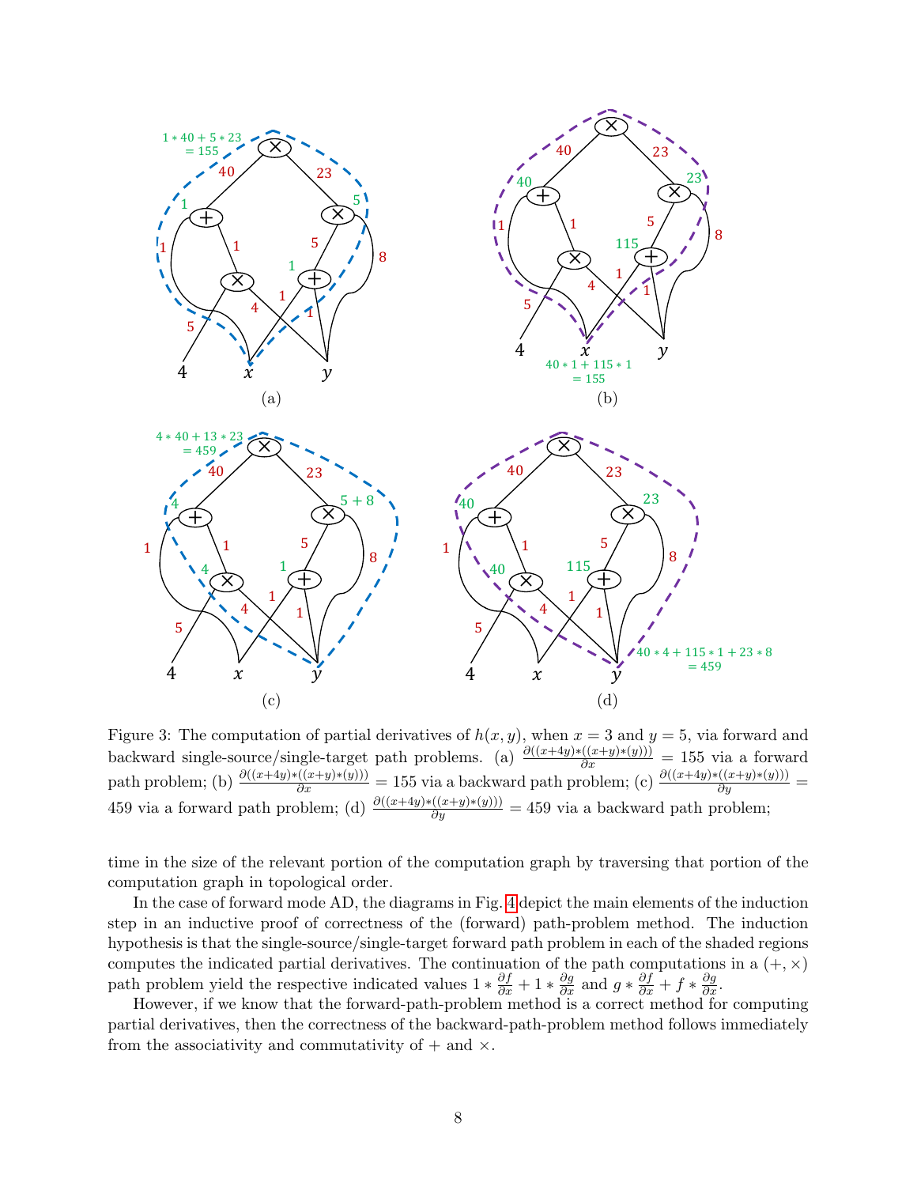Figure 3: The computation of partial derivatives of $h(x, y)$, when $x = 3$ and $y = 5$, via forward and backward single-source/single-target path problems. (a) $\frac{\partial((x+4y)*((x+y)*(y)))}{\partial x} = 155$ via a forward path problem; (b) $\frac{\partial((x+4y)*((x+y)*(y)))}{\partial x} = 155$ via a backward path problem; (c) $\frac{\partial((x+4y)*((x+y)*(y)))}{\partial y} = 459$ via a forward path problem; (d) $\frac{\partial((x+4y)*((x+y)*(y)))}{\partial y} = 459$ via a backward path problem;

time in the size of the relevant portion of the computation graph by traversing that portion of the computation graph in topological order.

In the case of forward mode AD, the diagrams in Fig. 4 depict the main elements of the induction step in an inductive proof of correctness of the (forward) path-problem method. The induction hypothesis is that the single-source/single-target forward path problem in each of the shaded regions computes the indicated partial derivatives. The continuation of the path computations in a $(+, \times)$ path problem yield the respective indicated values $1 * \frac{\partial f}{\partial x} + 1 * \frac{\partial g}{\partial x}$ and $g * \frac{\partial f}{\partial x} + f * \frac{\partial g}{\partial x}$.

However, if we know that the forward-path-problem method is a correct method for computing partial derivatives, then the correctness of the backward-path-problem method follows immediately from the associativity and commutativity of $+$ and $\times$.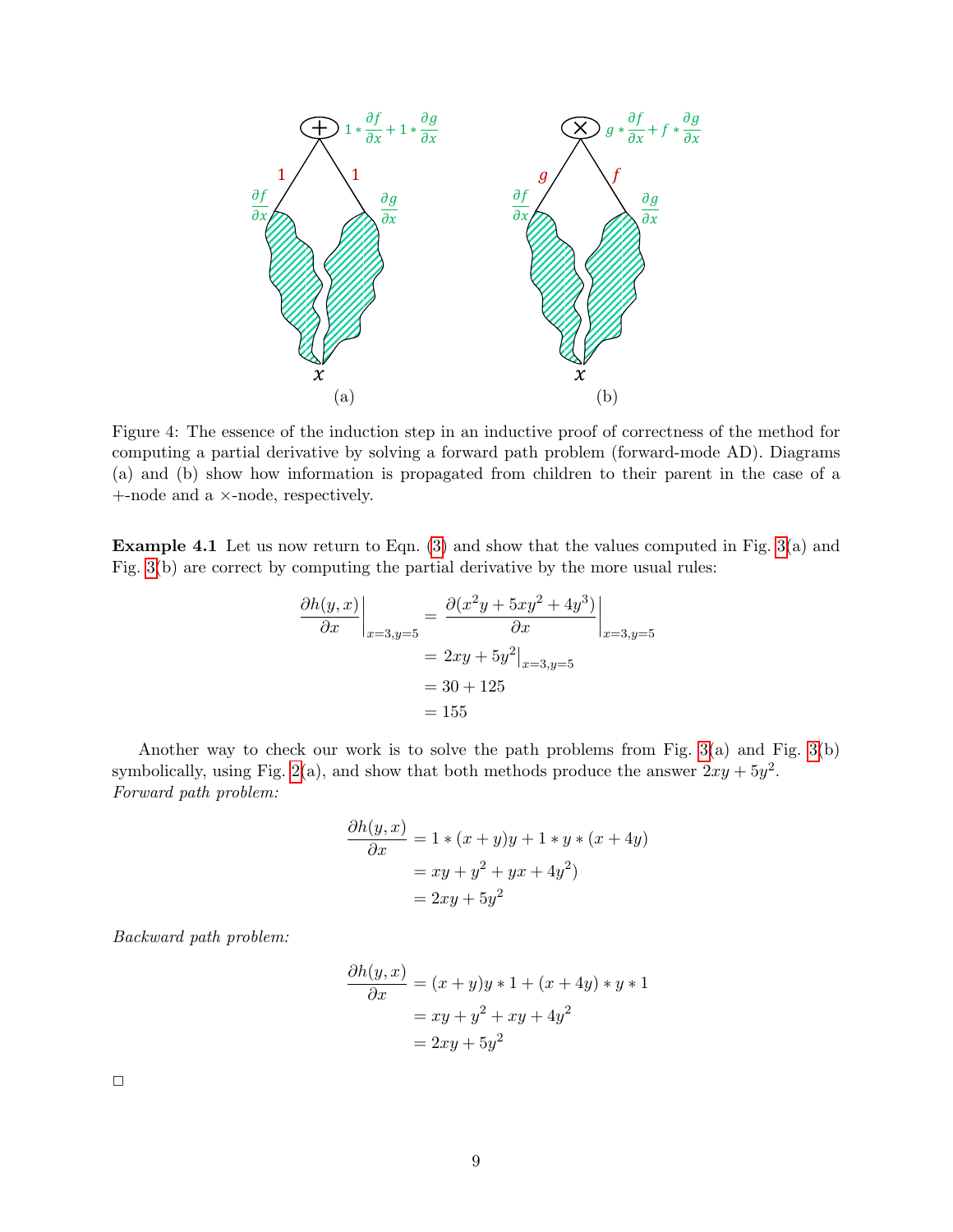Figure 4: The essence of the induction step in an inductive proof of correctness of the method for computing a partial derivative by solving a forward path problem (forward-mode AD). Diagrams (a) and (b) show how information is propagated from children to their parent in the case of a +-node and a ×-node, respectively.

**Example 4.1** Let us now return to Eqn. (3) and show that the values computed in Fig. 3(a) and Fig. 3(b) are correct by computing the partial derivative by the more usual rules:

$$
\begin{aligned}
\left.\frac{\partial h(y,x)}{\partial x}\right|_{x=3,y=5} &= \left.\frac{\partial(x^2y + 5xy^2 + 4y^3)}{\partial x}\right|_{x=3,y=5} \\
&= 2xy + 5y^2\big|_{x=3,y=5} \\
&= 30 + 125 \\
&= 155
\end{aligned}
$$

Another way to check our work is to solve the path problems from Fig. 3(a) and Fig. 3(b) symbolically, using Fig. 2(a), and show that both methods produce the answer $2xy + 5y^2$.

*Forward path problem:*

$$
\begin{aligned}
\frac{\partial h(y,x)}{\partial x} &= 1 * (x+y)y + 1 * y * (x+4y) \\
&= xy + y^2 + yx + 4y^2) \\
&= 2xy + 5y^2
\end{aligned}
$$

*Backward path problem:*

$$
\begin{aligned}
\frac{\partial h(y,x)}{\partial x} &= (x+y)y * 1 + (x+4y) * y * 1 \\
&= xy + y^2 + xy + 4y^2 \\
&= 2xy + 5y^2
\end{aligned}
$$

□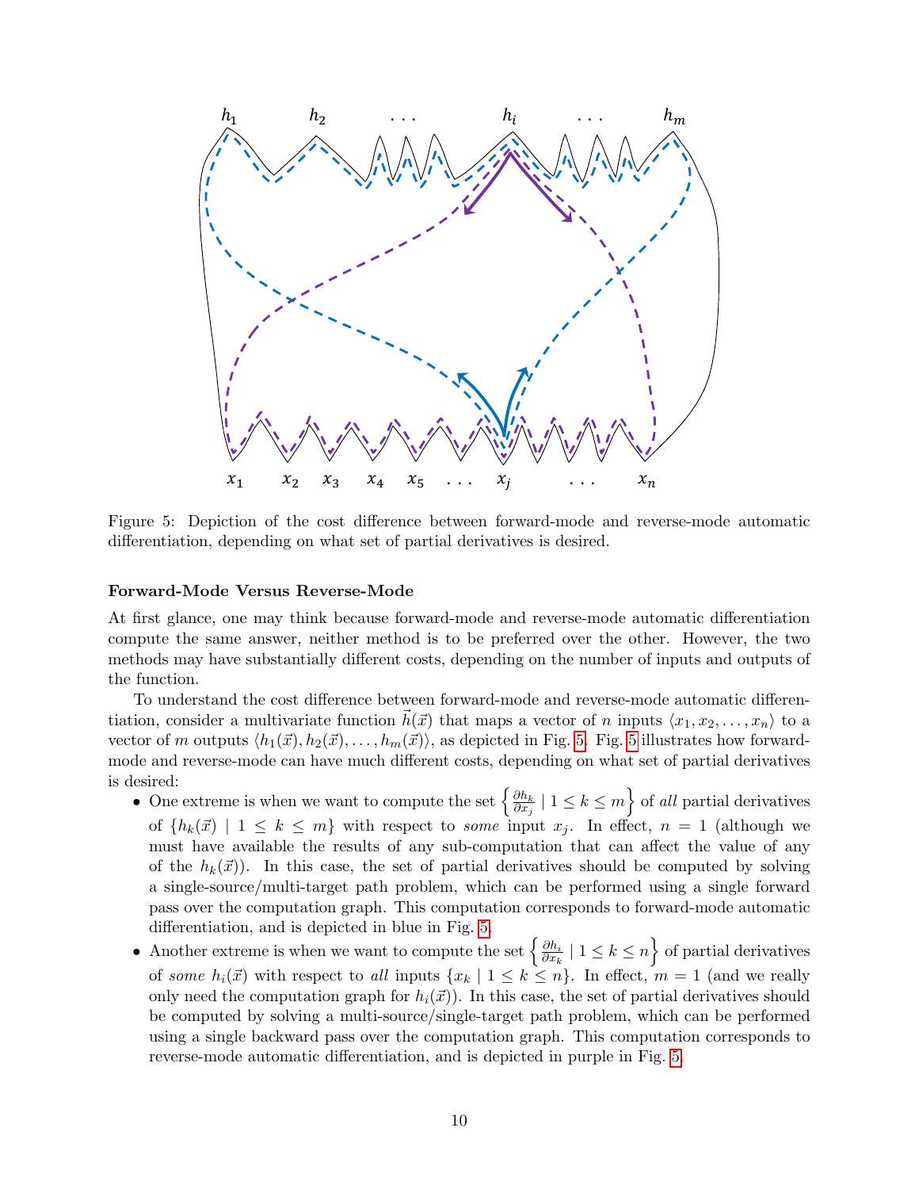Figure 5: Depiction of the cost difference between forward-mode and reverse-mode automatic differentiation, depending on what set of partial derivatives is desired.

**Forward-Mode Versus Reverse-Mode**

At first glance, one may think because forward-mode and reverse-mode automatic differentiation compute the same answer, neither method is to be preferred over the other. However, the two methods may have substantially different costs, depending on the number of inputs and outputs of the function.

To understand the cost difference between forward-mode and reverse-mode automatic differentiation, consider a multivariate function $\vec{h}(\vec{x})$ that maps a vector of $n$ inputs $\langle x_1, x_2, \ldots, x_n \rangle$ to a vector of $m$ outputs $\langle h_1(\vec{x}), h_2(\vec{x}), \ldots, h_m(\vec{x}) \rangle$, as depicted in Fig. 5. Fig. 5 illustrates how forward-mode and reverse-mode can have much different costs, depending on what set of partial derivatives is desired:

- One extreme is when we want to compute the set $\left\{ \frac{\partial h_k}{\partial x_j} \mid 1 \leq k \leq m \right\}$ of *all* partial derivatives of $\{h_k(\vec{x}) \mid 1 \leq k \leq m\}$ with respect to *some* input $x_j$. In effect, $n = 1$ (although we must have available the results of any sub-computation that can affect the value of any of the $h_k(\vec{x})$). In this case, the set of partial derivatives should be computed by solving a single-source/multi-target path problem, which can be performed using a single forward pass over the computation graph. This computation corresponds to forward-mode automatic differentiation, and is depicted in blue in Fig. 5.
- Another extreme is when we want to compute the set $\left\{ \frac{\partial h_i}{\partial x_k} \mid 1 \leq k \leq n \right\}$ of partial derivatives of *some* $h_i(\vec{x})$ with respect to *all* inputs $\{x_k \mid 1 \leq k \leq n\}$. In effect, $m = 1$ (and we really only need the computation graph for $h_i(\vec{x})$). In this case, the set of partial derivatives should be computed by solving a multi-source/single-target path problem, which can be performed using a single backward pass over the computation graph. This computation corresponds to reverse-mode automatic differentiation, and is depicted in purple in Fig. 5.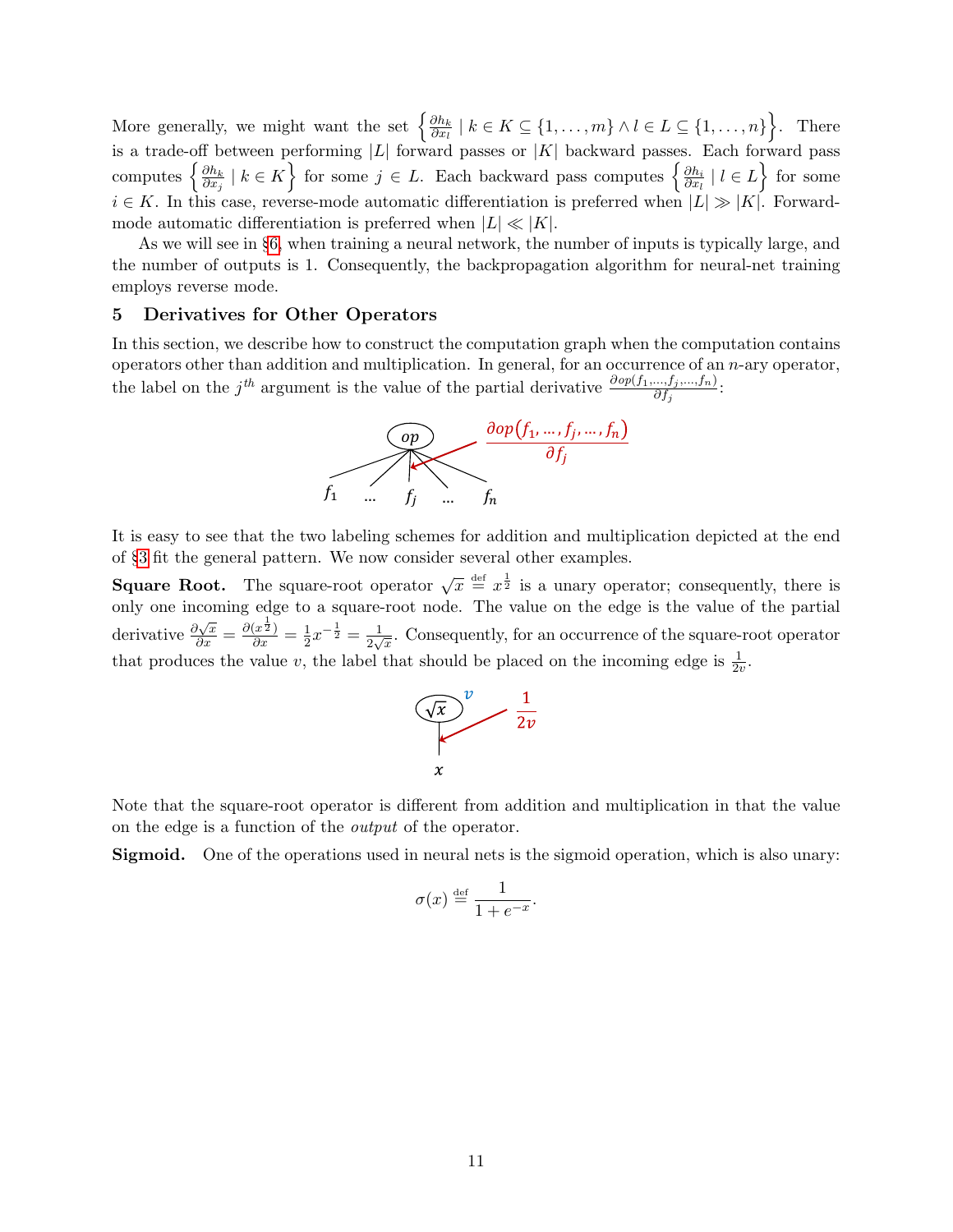More generally, we might want the set $\left\{\frac{\partial h_k}{\partial x_l} \mid k \in K \subseteq \{1,\ldots,m\} \wedge l \in L \subseteq \{1,\ldots,n\}\right\}$. There is a trade-off between performing $|L|$ forward passes or $|K|$ backward passes. Each forward pass computes $\left\{\frac{\partial h_k}{\partial x_j} \mid k \in K\right\}$ for some $j \in L$. Each backward pass computes $\left\{\frac{\partial h_i}{\partial x_l} \mid l \in L\right\}$ for some $i \in K$. In this case, reverse-mode automatic differentiation is preferred when $|L| \gg |K|$. Forward-mode automatic differentiation is preferred when $|L| \ll |K|$.

As we will see in §6, when training a neural network, the number of inputs is typically large, and the number of outputs is 1. Consequently, the backpropagation algorithm for neural-net training employs reverse mode.

## 5 Derivatives for Other Operators

In this section, we describe how to construct the computation graph when the computation contains operators other than addition and multiplication. In general, for an occurrence of an $n$-ary operator, the label on the $j^{th}$ argument is the value of the partial derivative $\frac{\partial op(f_1,\ldots,f_j,\ldots,f_n)}{\partial f_j}$:

It is easy to see that the two labeling schemes for addition and multiplication depicted at the end of §3 fit the general pattern. We now consider several other examples.

**Square Root.** The square-root operator $\sqrt{x} \stackrel{\text{def}}{=} x^{\frac{1}{2}}$ is a unary operator; consequently, there is only one incoming edge to a square-root node. The value on the edge is the value of the partial derivative $\frac{\partial\sqrt{x}}{\partial x} = \frac{\partial(x^{\frac{1}{2}})}{\partial x} = \frac{1}{2}x^{-\frac{1}{2}} = \frac{1}{2\sqrt{x}}$. Consequently, for an occurrence of the square-root operator that produces the value $v$, the label that should be placed on the incoming edge is $\frac{1}{2v}$.

Note that the square-root operator is different from addition and multiplication in that the value on the edge is a function of the *output* of the operator.

**Sigmoid.** One of the operations used in neural nets is the sigmoid operation, which is also unary:

$$\sigma(x) \stackrel{\text{def}}{=} \frac{1}{1+e^{-x}}.$$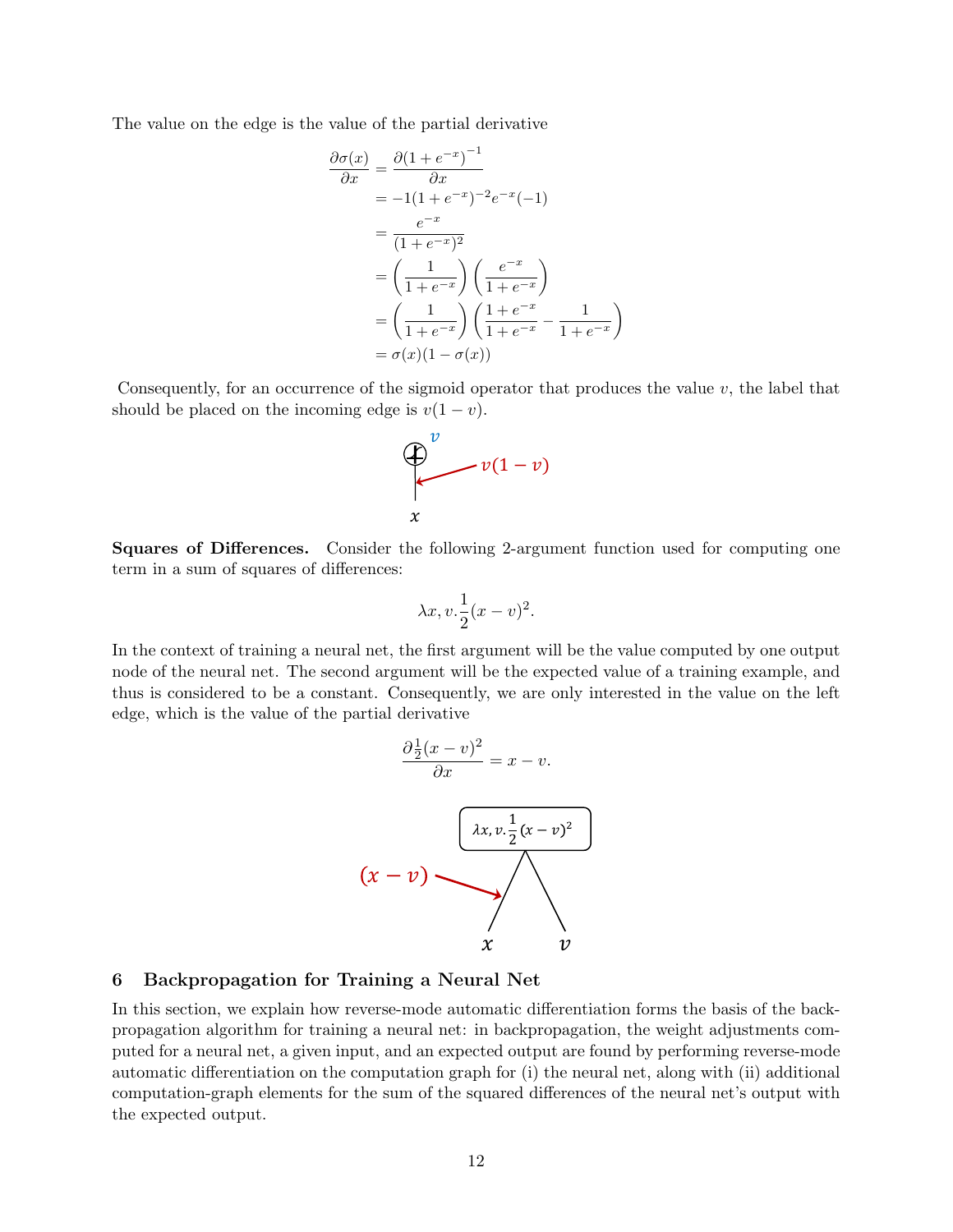The value on the edge is the value of the partial derivative

$$
\begin{aligned}
\frac{\partial \sigma(x)}{\partial x} &= \frac{\partial (1+e^{-x})^{-1}}{\partial x} \\
&= -1(1+e^{-x})^{-2} e^{-x}(-1) \\
&= \frac{e^{-x}}{(1+e^{-x})^2} \\
&= \left(\frac{1}{1+e^{-x}}\right)\left(\frac{e^{-x}}{1+e^{-x}}\right) \\
&= \left(\frac{1}{1+e^{-x}}\right)\left(\frac{1+e^{-x}}{1+e^{-x}} - \frac{1}{1+e^{-x}}\right) \\
&= \sigma(x)(1-\sigma(x))
\end{aligned}
$$

Consequently, for an occurrence of the sigmoid operator that produces the value $v$, the label that should be placed on the incoming edge is $v(1-v)$.

**Squares of Differences.** Consider the following 2-argument function used for computing one term in a sum of squares of differences:

$$
\lambda x, v.\frac{1}{2}(x-v)^2.
$$

In the context of training a neural net, the first argument will be the value computed by one output node of the neural net. The second argument will be the expected value of a training example, and thus is considered to be a constant. Consequently, we are only interested in the value on the left edge, which is the value of the partial derivative

$$
\frac{\partial \frac{1}{2}(x-v)^2}{\partial x} = x - v.
$$

## 6 Backpropagation for Training a Neural Net

In this section, we explain how reverse-mode automatic differentiation forms the basis of the backpropagation algorithm for training a neural net: in backpropagation, the weight adjustments computed for a neural net, a given input, and an expected output are found by performing reverse-mode automatic differentiation on the computation graph for (i) the neural net, along with (ii) additional computation-graph elements for the sum of the squared differences of the neural net's output with the expected output.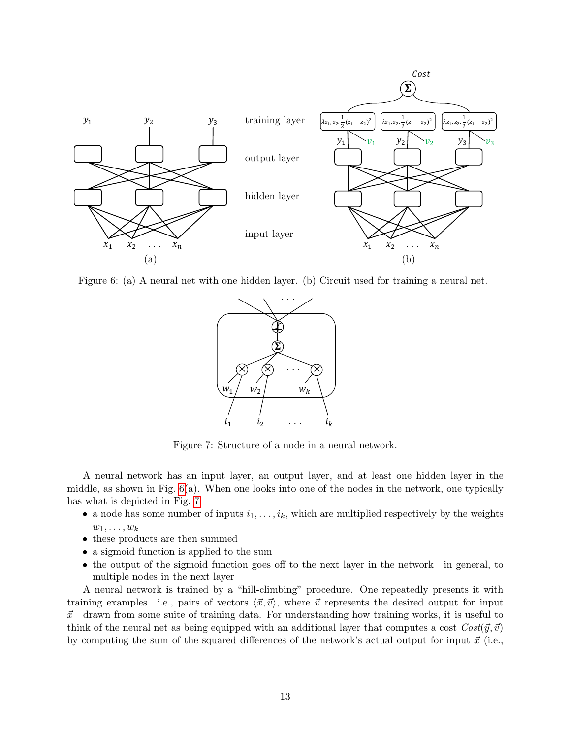Figure 6: (a) A neural net with one hidden layer. (b) Circuit used for training a neural net.

Figure 7: Structure of a node in a neural network.

A neural network has an input layer, an output layer, and at least one hidden layer in the middle, as shown in Fig. 6(a). When one looks into one of the nodes in the network, one typically has what is depicted in Fig. 7:

- a node has some number of inputs $i_1, \ldots, i_k$, which are multiplied respectively by the weights $w_1, \ldots, w_k$
- these products are then summed
- a sigmoid function is applied to the sum
- the output of the sigmoid function goes off to the next layer in the network—in general, to multiple nodes in the next layer

A neural network is trained by a "hill-climbing" procedure. One repeatedly presents it with training examples—i.e., pairs of vectors $\langle \vec{x}, \vec{v} \rangle$, where $\vec{v}$ represents the desired output for input $\vec{x}$—drawn from some suite of training data. For understanding how training works, it is useful to think of the neural net as being equipped with an additional layer that computes a cost $Cost(\vec{y}, \vec{v})$ by computing the sum of the squared differences of the network's actual output for input $\vec{x}$ (i.e.,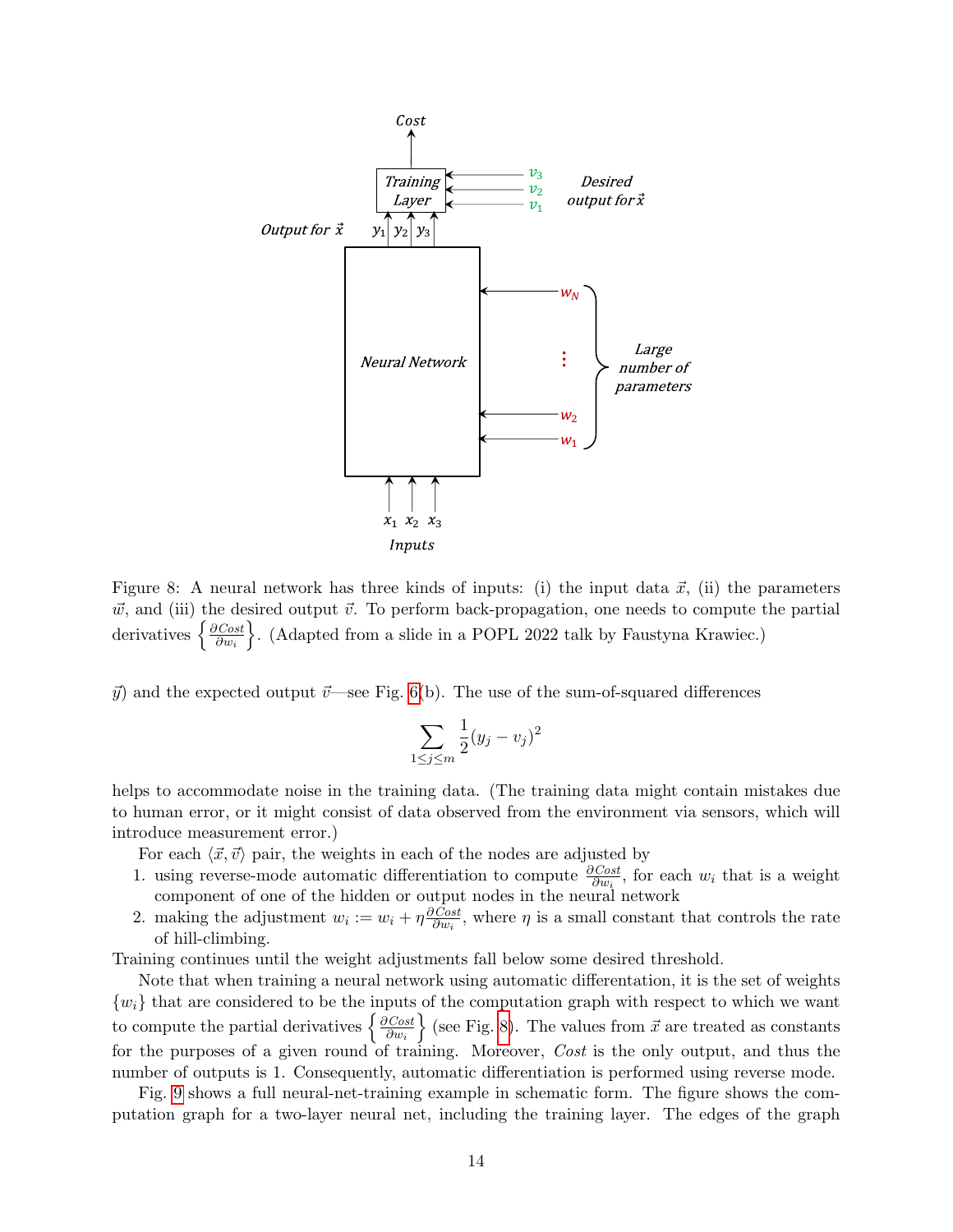Figure 8: A neural network has three kinds of inputs: (i) the input data $\vec{x}$, (ii) the parameters $\vec{w}$, and (iii) the desired output $\vec{v}$. To perform back-propagation, one needs to compute the partial derivatives $\left\{\frac{\partial Cost}{\partial w_i}\right\}$. (Adapted from a slide in a POPL 2022 talk by Faustyna Krawiec.)

$\vec{y}$) and the expected output $\vec{v}$—see Fig. 6(b). The use of the sum-of-squared differences

$$\sum_{1 \leq j \leq m} \frac{1}{2}(y_j - v_j)^2$$

helps to accommodate noise in the training data. (The training data might contain mistakes due to human error, or it might consist of data observed from the environment via sensors, which will introduce measurement error.)

For each $\langle \vec{x}, \vec{v} \rangle$ pair, the weights in each of the nodes are adjusted by

1. using reverse-mode automatic differentiation to compute $\frac{\partial Cost}{\partial w_i}$, for each $w_i$ that is a weight component of one of the hidden or output nodes in the neural network
2. making the adjustment $w_i := w_i + \eta \frac{\partial Cost}{\partial w_i}$, where $\eta$ is a small constant that controls the rate of hill-climbing.

Training continues until the weight adjustments fall below some desired threshold.

Note that when training a neural network using automatic differentation, it is the set of weights $\{w_i\}$ that are considered to be the inputs of the computation graph with respect to which we want to compute the partial derivatives $\left\{\frac{\partial Cost}{\partial w_i}\right\}$ (see Fig. 8). The values from $\vec{x}$ are treated as constants for the purposes of a given round of training. Moreover, *Cost* is the only output, and thus the number of outputs is 1. Consequently, automatic differentiation is performed using reverse mode.

Fig. 9 shows a full neural-net-training example in schematic form. The figure shows the computation graph for a two-layer neural net, including the training layer. The edges of the graph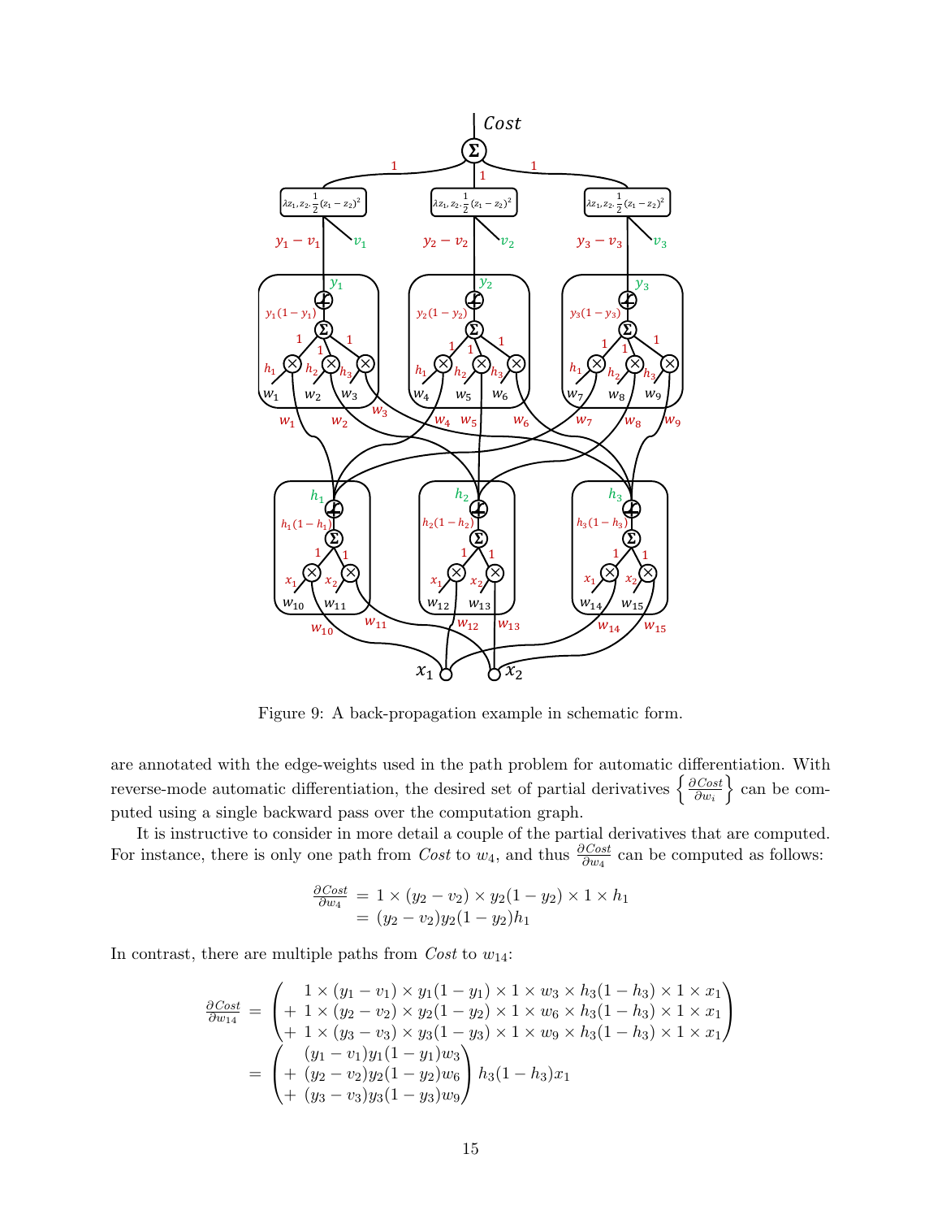Figure 9: A back-propagation example in schematic form.

are annotated with the edge-weights used in the path problem for automatic differentiation. With reverse-mode automatic differentiation, the desired set of partial derivatives $\left\{\frac{\partial Cost}{\partial w_i}\right\}$ can be computed using a single backward pass over the computation graph.

It is instructive to consider in more detail a couple of the partial derivatives that are computed. For instance, there is only one path from *Cost* to $w_4$, and thus $\frac{\partial Cost}{\partial w_4}$ can be computed as follows:

$$
\begin{aligned}
\frac{\partial Cost}{\partial w_4} &= 1 \times (y_2 - v_2) \times y_2(1 - y_2) \times 1 \times h_1 \\
&= (y_2 - v_2) y_2 (1 - y_2) h_1
\end{aligned}
$$

In contrast, there are multiple paths from *Cost* to $w_{14}$:

$$
\begin{aligned}
\frac{\partial Cost}{\partial w_{14}} &= \begin{pmatrix} \phantom{+}\ 1 \times (y_1 - v_1) \times y_1(1 - y_1) \times 1 \times w_3 \times h_3(1 - h_3) \times 1 \times x_1 \\ +\ 1 \times (y_2 - v_2) \times y_2(1 - y_2) \times 1 \times w_6 \times h_3(1 - h_3) \times 1 \times x_1 \\ +\ 1 \times (y_3 - v_3) \times y_3(1 - y_3) \times 1 \times w_9 \times h_3(1 - h_3) \times 1 \times x_1 \end{pmatrix} \\
&= \begin{pmatrix} \phantom{+}\ (y_1 - v_1) y_1 (1 - y_1) w_3 \\ +\ (y_2 - v_2) y_2 (1 - y_2) w_6 \\ +\ (y_3 - v_3) y_3 (1 - y_3) w_9 \end{pmatrix} h_3 (1 - h_3) x_1
\end{aligned}
$$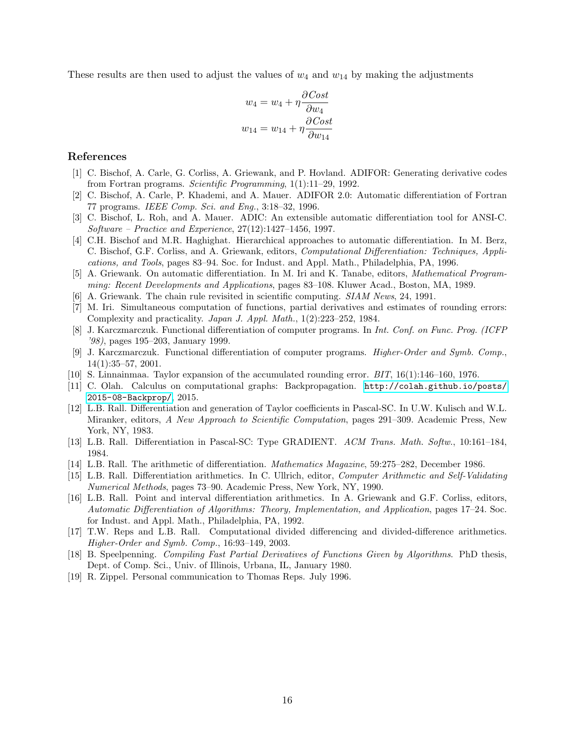These results are then used to adjust the values of $w_4$ and $w_{14}$ by making the adjustments

$$
\begin{aligned}
w_4 &= w_4 + \eta \frac{\partial Cost}{\partial w_4} \\
w_{14} &= w_{14} + \eta \frac{\partial Cost}{\partial w_{14}}
\end{aligned}
$$

## References

[1] C. Bischof, A. Carle, G. Corliss, A. Griewank, and P. Hovland. ADIFOR: Generating derivative codes from Fortran programs. *Scientific Programming*, 1(1):11–29, 1992.

[2] C. Bischof, A. Carle, P. Khademi, and A. Mauer. ADIFOR 2.0: Automatic differentiation of Fortran 77 programs. *IEEE Comp. Sci. and Eng.*, 3:18–32, 1996.

[3] C. Bischof, L. Roh, and A. Mauer. ADIC: An extensible automatic differentiation tool for ANSI-C. *Software – Practice and Experience*, 27(12):1427–1456, 1997.

[4] C.H. Bischof and M.R. Haghighat. Hierarchical approaches to automatic differentiation. In M. Berz, C. Bischof, G.F. Corliss, and A. Griewank, editors, *Computational Differentiation: Techniques, Applications, and Tools*, pages 83–94. Soc. for Indust. and Appl. Math., Philadelphia, PA, 1996.

[5] A. Griewank. On automatic differentiation. In M. Iri and K. Tanabe, editors, *Mathematical Programming: Recent Developments and Applications*, pages 83–108. Kluwer Acad., Boston, MA, 1989.

[6] A. Griewank. The chain rule revisited in scientific computing. *SIAM News*, 24, 1991.

[7] M. Iri. Simultaneous computation of functions, partial derivatives and estimates of rounding errors: Complexity and practicality. *Japan J. Appl. Math.*, 1(2):223–252, 1984.

[8] J. Karczmarczuk. Functional differentiation of computer programs. In *Int. Conf. on Func. Prog. (ICFP '98)*, pages 195–203, January 1999.

[9] J. Karczmarczuk. Functional differentiation of computer programs. *Higher-Order and Symb. Comp.*, 14(1):35–57, 2001.

[10] S. Linnainmaa. Taylor expansion of the accumulated rounding error. *BIT*, 16(1):146–160, 1976.

[11] C. Olah. Calculus on computational graphs: Backpropagation. http://colah.github.io/posts/2015-08-Backprop/, 2015.

[12] L.B. Rall. Differentiation and generation of Taylor coefficients in Pascal-SC. In U.W. Kulisch and W.L. Miranker, editors, *A New Approach to Scientific Computation*, pages 291–309. Academic Press, New York, NY, 1983.

[13] L.B. Rall. Differentiation in Pascal-SC: Type GRADIENT. *ACM Trans. Math. Softw.*, 10:161–184, 1984.

[14] L.B. Rall. The arithmetic of differentiation. *Mathematics Magazine*, 59:275–282, December 1986.

[15] L.B. Rall. Differentiation arithmetics. In C. Ullrich, editor, *Computer Arithmetic and Self-Validating Numerical Methods*, pages 73–90. Academic Press, New York, NY, 1990.

[16] L.B. Rall. Point and interval differentiation arithmetics. In A. Griewank and G.F. Corliss, editors, *Automatic Differentiation of Algorithms: Theory, Implementation, and Application*, pages 17–24. Soc. for Indust. and Appl. Math., Philadelphia, PA, 1992.

[17] T.W. Reps and L.B. Rall. Computational divided differencing and divided-difference arithmetics. *Higher-Order and Symb. Comp.*, 16:93–149, 2003.

[18] B. Speelpenning. *Compiling Fast Partial Derivatives of Functions Given by Algorithms*. PhD thesis, Dept. of Comp. Sci., Univ. of Illinois, Urbana, IL, January 1980.

[19] R. Zippel. Personal communication to Thomas Reps. July 1996.